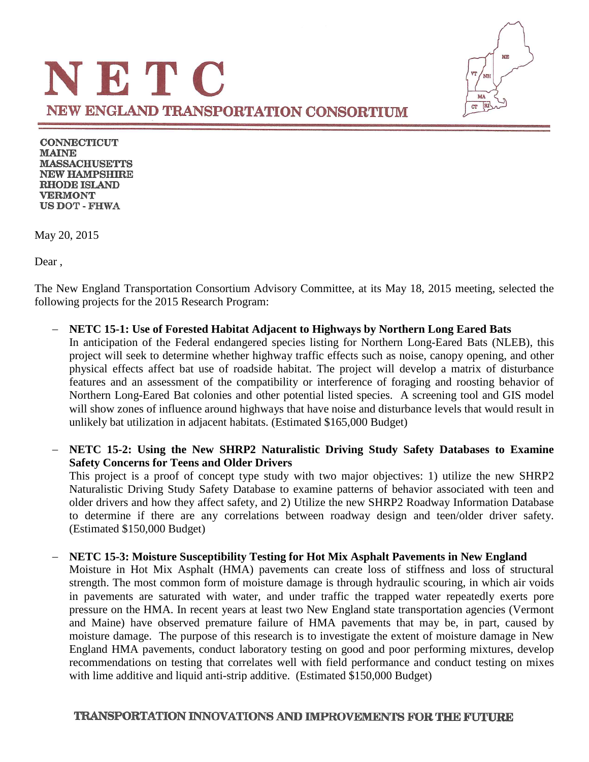# NETC

## NEW ENGLAND TRANSPORTATION CONSORTIUM

**CONNECTICUT**
**MAINE**
**MASSACHUSETTS**
**NEW HAMPSHIRE**
**RHODE ISLAND**
**VERMONT**
**US DOT - FHWA**

May 20, 2015

Dear ,

The New England Transportation Consortium Advisory Committee, at its May 18, 2015 meeting, selected the following projects for the 2015 Research Program:

- **NETC 15-1: Use of Forested Habitat Adjacent to Highways by Northern Long Eared Bats**
  In anticipation of the Federal endangered species listing for Northern Long-Eared Bats (NLEB), this project will seek to determine whether highway traffic effects such as noise, canopy opening, and other physical effects affect bat use of roadside habitat. The project will develop a matrix of disturbance features and an assessment of the compatibility or interference of foraging and roosting behavior of Northern Long-Eared Bat colonies and other potential listed species. A screening tool and GIS model will show zones of influence around highways that have noise and disturbance levels that would result in unlikely bat utilization in adjacent habitats. (Estimated $165,000 Budget)

- **NETC 15-2: Using the New SHRP2 Naturalistic Driving Study Safety Databases to Examine Safety Concerns for Teens and Older Drivers**
  This project is a proof of concept type study with two major objectives: 1) utilize the new SHRP2 Naturalistic Driving Study Safety Database to examine patterns of behavior associated with teen and older drivers and how they affect safety, and 2) Utilize the new SHRP2 Roadway Information Database to determine if there are any correlations between roadway design and teen/older driver safety. (Estimated $150,000 Budget)

- **NETC 15-3: Moisture Susceptibility Testing for Hot Mix Asphalt Pavements in New England**
  Moisture in Hot Mix Asphalt (HMA) pavements can create loss of stiffness and loss of structural strength. The most common form of moisture damage is through hydraulic scouring, in which air voids in pavements are saturated with water, and under traffic the trapped water repeatedly exerts pore pressure on the HMA. In recent years at least two New England state transportation agencies (Vermont and Maine) have observed premature failure of HMA pavements that may be, in part, caused by moisture damage. The purpose of this research is to investigate the extent of moisture damage in New England HMA pavements, conduct laboratory testing on good and poor performing mixtures, develop recommendations on testing that correlates well with field performance and conduct testing on mixes with lime additive and liquid anti-strip additive. (Estimated $150,000 Budget)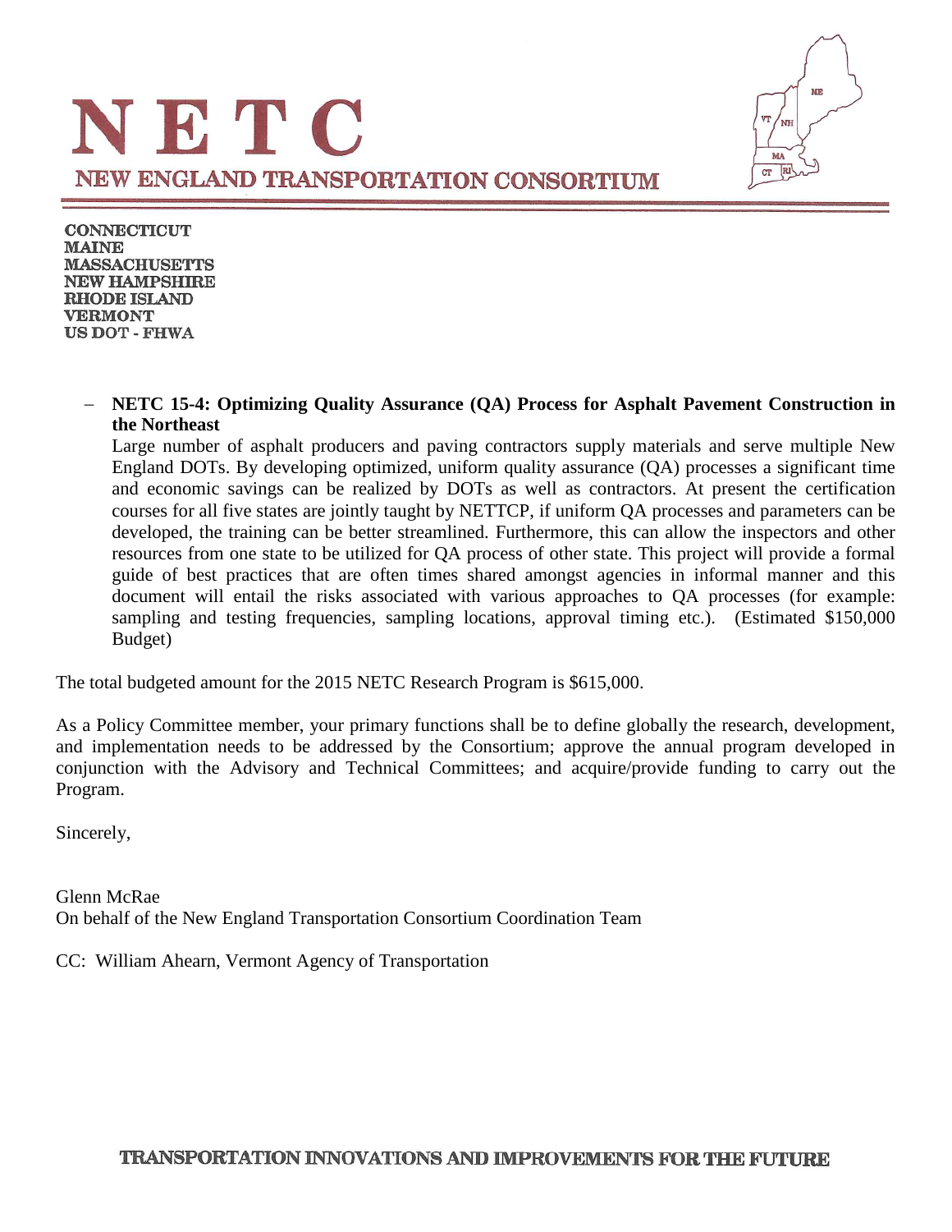# NETC

## NEW ENGLAND TRANSPORTATION CONSORTIUM

CONNECTICUT
MAINE
MASSACHUSETTS
NEW HAMPSHIRE
RHODE ISLAND
VERMONT
US DOT - FHWA

- **NETC 15-4: Optimizing Quality Assurance (QA) Process for Asphalt Pavement Construction in the Northeast**
  Large number of asphalt producers and paving contractors supply materials and serve multiple New England DOTs. By developing optimized, uniform quality assurance (QA) processes a significant time and economic savings can be realized by DOTs as well as contractors. At present the certification courses for all five states are jointly taught by NETTCP, if uniform QA processes and parameters can be developed, the training can be better streamlined. Furthermore, this can allow the inspectors and other resources from one state to be utilized for QA process of other state. This project will provide a formal guide of best practices that are often times shared amongst agencies in informal manner and this document will entail the risks associated with various approaches to QA processes (for example: sampling and testing frequencies, sampling locations, approval timing etc.). (Estimated $150,000 Budget)

The total budgeted amount for the 2015 NETC Research Program is $615,000.

As a Policy Committee member, your primary functions shall be to define globally the research, development, and implementation needs to be addressed by the Consortium; approve the annual program developed in conjunction with the Advisory and Technical Committees; and acquire/provide funding to carry out the Program.

Sincerely,

Glenn McRae
On behalf of the New England Transportation Consortium Coordination Team

CC: William Ahearn, Vermont Agency of Transportation

TRANSPORTATION INNOVATIONS AND IMPROVEMENTS FOR THE FUTURE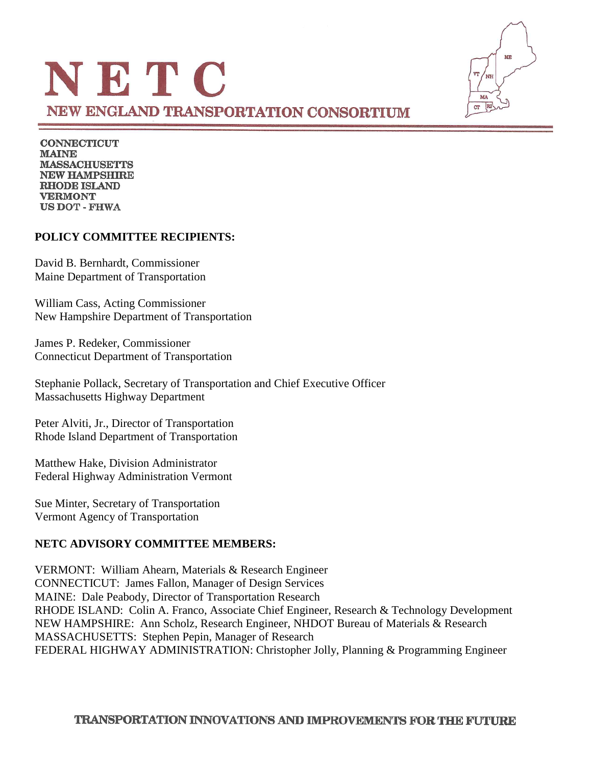# NETC

## NEW ENGLAND TRANSPORTATION CONSORTIUM

**CONNECTICUT**
**MAINE**
**MASSACHUSETTS**
**NEW HAMPSHIRE**
**RHODE ISLAND**
**VERMONT**
**US DOT - FHWA**

**POLICY COMMITTEE RECIPIENTS:**

David B. Bernhardt, Commissioner
Maine Department of Transportation

William Cass, Acting Commissioner
New Hampshire Department of Transportation

James P. Redeker, Commissioner
Connecticut Department of Transportation

Stephanie Pollack, Secretary of Transportation and Chief Executive Officer
Massachusetts Highway Department

Peter Alviti, Jr., Director of Transportation
Rhode Island Department of Transportation

Matthew Hake, Division Administrator
Federal Highway Administration Vermont

Sue Minter, Secretary of Transportation
Vermont Agency of Transportation

**NETC ADVISORY COMMITTEE MEMBERS:**

VERMONT: William Ahearn, Materials & Research Engineer
CONNECTICUT: James Fallon, Manager of Design Services
MAINE: Dale Peabody, Director of Transportation Research
RHODE ISLAND: Colin A. Franco, Associate Chief Engineer, Research & Technology Development
NEW HAMPSHIRE: Ann Scholz, Research Engineer, NHDOT Bureau of Materials & Research
MASSACHUSETTS: Stephen Pepin, Manager of Research
FEDERAL HIGHWAY ADMINISTRATION: Christopher Jolly, Planning & Programming Engineer

**TRANSPORTATION INNOVATIONS AND IMPROVEMENTS FOR THE FUTURE**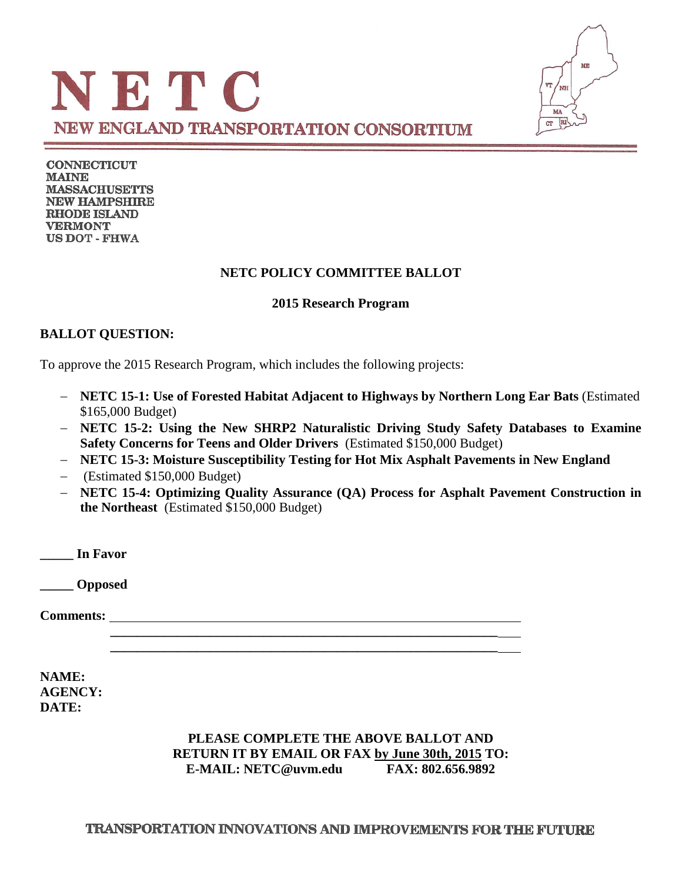# NETC

NEW ENGLAND TRANSPORTATION CONSORTIUM

CONNECTICUT
MAINE
MASSACHUSETTS
NEW HAMPSHIRE
RHODE ISLAND
VERMONT
US DOT - FHWA

**NETC POLICY COMMITTEE BALLOT**

**2015 Research Program**

**BALLOT QUESTION:**

To approve the 2015 Research Program, which includes the following projects:

- **NETC 15-1: Use of Forested Habitat Adjacent to Highways by Northern Long Ear Bats** (Estimated $165,000 Budget)
- **NETC 15-2: Using the New SHRP2 Naturalistic Driving Study Safety Databases to Examine Safety Concerns for Teens and Older Drivers** (Estimated $150,000 Budget)
- **NETC 15-3: Moisture Susceptibility Testing for Hot Mix Asphalt Pavements in New England**
- (Estimated $150,000 Budget)
- **NETC 15-4: Optimizing Quality Assurance (QA) Process for Asphalt Pavement Construction in the Northeast** (Estimated $150,000 Budget)

**_____ In Favor**

**_____ Opposed**

**Comments:** ______________________________________________________________

______________________________________________________________

______________________________________________________________

**NAME:**
**AGENCY:**
**DATE:**

**PLEASE COMPLETE THE ABOVE BALLOT AND RETURN IT BY EMAIL OR FAX by June 30th, 2015 TO:**
**E-MAIL: NETC@uvm.edu FAX: 802.656.9892**

TRANSPORTATION INNOVATIONS AND IMPROVEMENTS FOR THE FUTURE